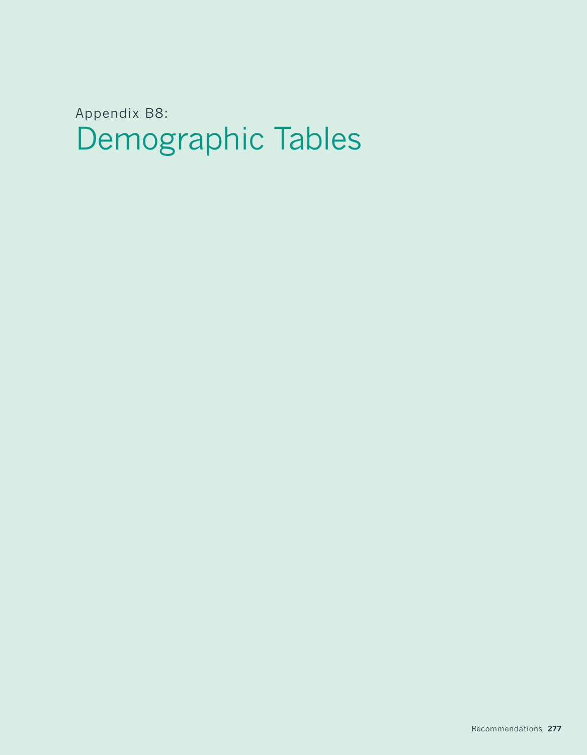Appendix B8:

# Demographic Tables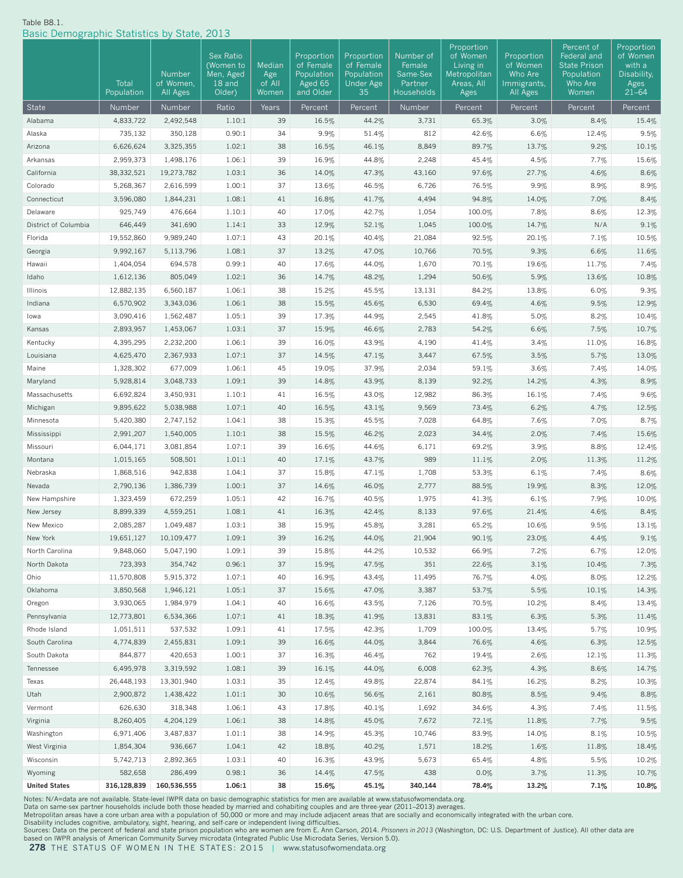Table B8.1.

## Basic Demographic Statistics by State, 2013

| State | Total Population | Number of Women, All Ages | Sex Ratio (Women to Men, Aged 18 and Older) | Median Age of All Women | Proportion of Female Population Aged 65 and Older | Proportion of Female Population Under Age 35 | Number of Female Same-Sex Partner Households | Proportion of Women Living in Metropolitan Areas, All Ages | Proportion of Women Who Are Immigrants, All Ages | Percent of Federal and State Prison Population Who Are Women | Proportion of Women with a Disability, Ages 21–64 |
|---|---|---|---|---|---|---|---|---|---|---|---|
| State | Number | Number | Ratio | Years | Percent | Percent | Number | Percent | Percent | Percent | Percent |
| Alabama | 4,833,722 | 2,492,548 | 1.10:1 | 39 | 16.5% | 44.2% | 3,731 | 65.3% | 3.0% | 8.4% | 15.4% |
| Alaska | 735,132 | 350,128 | 0.90:1 | 34 | 9.9% | 51.4% | 812 | 42.6% | 6.6% | 12.4% | 9.5% |
| Arizona | 6,626,624 | 3,325,355 | 1.02:1 | 38 | 16.5% | 46.1% | 8,849 | 89.7% | 13.7% | 9.2% | 10.1% |
| Arkansas | 2,959,373 | 1,498,176 | 1.06:1 | 39 | 16.9% | 44.8% | 2,248 | 45.4% | 4.5% | 7.7% | 15.6% |
| California | 38,332,521 | 19,273,782 | 1.03:1 | 36 | 14.0% | 47.3% | 43,160 | 97.6% | 27.7% | 4.6% | 8.6% |
| Colorado | 5,268,367 | 2,616,599 | 1.00:1 | 37 | 13.6% | 46.5% | 6,726 | 76.5% | 9.9% | 8.9% | 8.9% |
| Connecticut | 3,596,080 | 1,844,231 | 1.08:1 | 41 | 16.8% | 41.7% | 4,494 | 94.8% | 14.0% | 7.0% | 8.4% |
| Delaware | 925,749 | 476,664 | 1.10:1 | 40 | 17.0% | 42.7% | 1,054 | 100.0% | 7.8% | 8.6% | 12.3% |
| District of Columbia | 646,449 | 341,690 | 1.14:1 | 33 | 12.9% | 52.1% | 1,045 | 100.0% | 14.7% | N/A | 9.1% |
| Florida | 19,552,860 | 9,989,240 | 1.07:1 | 43 | 20.1% | 40.4% | 21,084 | 92.5% | 20.1% | 7.1% | 10.5% |
| Georgia | 9,992,167 | 5,113,796 | 1.08:1 | 37 | 13.2% | 47.0% | 10,766 | 70.5% | 9.3% | 6.6% | 11.6% |
| Hawaii | 1,404,054 | 694,578 | 0.99:1 | 40 | 17.6% | 44.0% | 1,670 | 70.1% | 19.6% | 11.7% | 7.4% |
| Idaho | 1,612,136 | 805,049 | 1.02:1 | 36 | 14.7% | 48.2% | 1,294 | 50.6% | 5.9% | 13.6% | 10.8% |
| Illinois | 12,882,135 | 6,560,187 | 1.06:1 | 38 | 15.2% | 45.5% | 13,131 | 84.2% | 13.8% | 6.0% | 9.3% |
| Indiana | 6,570,902 | 3,343,036 | 1.06:1 | 38 | 15.5% | 45.6% | 6,530 | 69.4% | 4.6% | 9.5% | 12.9% |
| Iowa | 3,090,416 | 1,562,487 | 1.05:1 | 39 | 17.3% | 44.9% | 2,545 | 41.8% | 5.0% | 8.2% | 10.4% |
| Kansas | 2,893,957 | 1,453,067 | 1.03:1 | 37 | 15.9% | 46.6% | 2,783 | 54.2% | 6.6% | 7.5% | 10.7% |
| Kentucky | 4,395,295 | 2,232,200 | 1.06:1 | 39 | 16.0% | 43.9% | 4,190 | 41.4% | 3.4% | 11.0% | 16.8% |
| Louisiana | 4,625,470 | 2,367,933 | 1.07:1 | 37 | 14.5% | 47.1% | 3,447 | 67.5% | 3.5% | 5.7% | 13.0% |
| Maine | 1,328,302 | 677,009 | 1.06:1 | 45 | 19.0% | 37.9% | 2,034 | 59.1% | 3.6% | 7.4% | 14.0% |
| Maryland | 5,928,814 | 3,048,733 | 1.09:1 | 39 | 14.8% | 43.9% | 8,139 | 92.2% | 14.2% | 4.3% | 8.9% |
| Massachusetts | 6,692,824 | 3,450,931 | 1.10:1 | 41 | 16.5% | 43.0% | 12,982 | 86.3% | 16.1% | 7.4% | 9.6% |
| Michigan | 9,895,622 | 5,038,988 | 1.07:1 | 40 | 16.5% | 43.1% | 9,569 | 73.4% | 6.2% | 4.7% | 12.5% |
| Minnesota | 5,420,380 | 2,747,152 | 1.04:1 | 38 | 15.3% | 45.5% | 7,028 | 64.8% | 7.6% | 7.0% | 8.7% |
| Mississippi | 2,991,207 | 1,540,005 | 1.10:1 | 38 | 15.5% | 46.2% | 2,023 | 34.4% | 2.0% | 7.4% | 15.6% |
| Missouri | 6,044,171 | 3,081,854 | 1.07:1 | 39 | 16.6% | 44.6% | 6,171 | 69.2% | 3.9% | 8.8% | 12.4% |
| Montana | 1,015,165 | 508,501 | 1.01:1 | 40 | 17.1% | 43.7% | 989 | 11.1% | 2.0% | 11.3% | 11.2% |
| Nebraska | 1,868,516 | 942,838 | 1.04:1 | 37 | 15.8% | 47.1% | 1,708 | 53.3% | 6.1% | 7.4% | 8.6% |
| Nevada | 2,790,136 | 1,386,739 | 1.00:1 | 37 | 14.6% | 46.0% | 2,777 | 88.5% | 19.9% | 8.3% | 12.0% |
| New Hampshire | 1,323,459 | 672,259 | 1.05:1 | 42 | 16.7% | 40.5% | 1,975 | 41.3% | 6.1% | 7.9% | 10.0% |
| New Jersey | 8,899,339 | 4,559,251 | 1.08:1 | 41 | 16.3% | 42.4% | 8,133 | 97.6% | 21.4% | 4.6% | 8.4% |
| New Mexico | 2,085,287 | 1,049,487 | 1.03:1 | 38 | 15.9% | 45.8% | 3,281 | 65.2% | 10.6% | 9.5% | 13.1% |
| New York | 19,651,127 | 10,109,477 | 1.09:1 | 39 | 16.2% | 44.0% | 21,904 | 90.1% | 23.0% | 4.4% | 9.1% |
| North Carolina | 9,848,060 | 5,047,190 | 1.09:1 | 39 | 15.8% | 44.2% | 10,532 | 66.9% | 7.2% | 6.7% | 12.0% |
| North Dakota | 723,393 | 354,742 | 0.96:1 | 37 | 15.9% | 47.5% | 351 | 22.6% | 3.1% | 10.4% | 7.3% |
| Ohio | 11,570,808 | 5,915,372 | 1.07:1 | 40 | 16.9% | 43.4% | 11,495 | 76.7% | 4.0% | 8.0% | 12.2% |
| Oklahoma | 3,850,568 | 1,946,121 | 1.05:1 | 37 | 15.6% | 47.0% | 3,387 | 53.7% | 5.5% | 10.1% | 14.3% |
| Oregon | 3,930,065 | 1,984,979 | 1.04:1 | 40 | 16.6% | 43.5% | 7,126 | 70.5% | 10.2% | 8.4% | 13.4% |
| Pennsylvania | 12,773,801 | 6,534,366 | 1.07:1 | 41 | 18.3% | 41.9% | 13,831 | 83.1% | 6.3% | 5.3% | 11.4% |
| Rhode Island | 1,051,511 | 537,532 | 1.09:1 | 41 | 17.5% | 42.3% | 1,709 | 100.0% | 13.4% | 5.7% | 10.9% |
| South Carolina | 4,774,839 | 2,455,831 | 1.09:1 | 39 | 16.6% | 44.0% | 3,844 | 76.6% | 4.6% | 6.3% | 12.5% |
| South Dakota | 844,877 | 420,653 | 1.00:1 | 37 | 16.3% | 46.4% | 762 | 19.4% | 2.6% | 12.1% | 11.3% |
| Tennessee | 6,495,978 | 3,319,592 | 1.08:1 | 39 | 16.1% | 44.0% | 6,008 | 62.3% | 4.3% | 8.6% | 14.7% |
| Texas | 26,448,193 | 13,301,940 | 1.03:1 | 35 | 12.4% | 49.8% | 22,874 | 84.1% | 16.2% | 8.2% | 10.3% |
| Utah | 2,900,872 | 1,438,422 | 1.01:1 | 30 | 10.6% | 56.6% | 2,161 | 80.8% | 8.5% | 9.4% | 8.8% |
| Vermont | 626,630 | 318,348 | 1.06:1 | 43 | 17.8% | 40.1% | 1,692 | 34.6% | 4.3% | 7.4% | 11.5% |
| Virginia | 8,260,405 | 4,204,129 | 1.06:1 | 38 | 14.8% | 45.0% | 7,672 | 72.1% | 11.8% | 7.7% | 9.5% |
| Washington | 6,971,406 | 3,487,837 | 1.01:1 | 38 | 14.9% | 45.3% | 10,746 | 83.9% | 14.0% | 8.1% | 10.5% |
| West Virginia | 1,854,304 | 936,667 | 1.04:1 | 42 | 18.8% | 40.2% | 1,571 | 18.2% | 1.6% | 11.8% | 18.4% |
| Wisconsin | 5,742,713 | 2,892,365 | 1.03:1 | 40 | 16.3% | 43.9% | 5,673 | 65.4% | 4.8% | 5.5% | 10.2% |
| Wyoming | 582,658 | 286,499 | 0.98:1 | 36 | 14.4% | 47.5% | 438 | 0.0% | 3.7% | 11.3% | 10.7% |
| **United States** | **316,128,839** | **160,536,555** | **1.06:1** | **38** | **15.6%** | **45.1%** | **340,144** | **78.4%** | **13.2%** | **7.1%** | **10.8%** |

Notes: N/A=data are not available. State-level IWPR data on basic demographic statistics for men are available at www.statusofwomendata.org.
Data on same-sex partner households include both those headed by married and cohabiting couples and are three-year (2011–2013) averages.
Metropolitan areas have a core urban area with a population of 50,000 or more and may include adjacent areas that are socially and economically integrated with the urban core.
Disability includes cognitive, ambulatory, sight, hearing, and self-care or independent living difficulties.
Sources: Data on the percent of federal and state prison population who are women are from E. Ann Carson, 2014. *Prisoners in 2013* (Washington, DC: U.S. Department of Justice). All other data are based on IWPR analysis of American Community Survey microdata (Integrated Public Use Microdata Series, Version 5.0).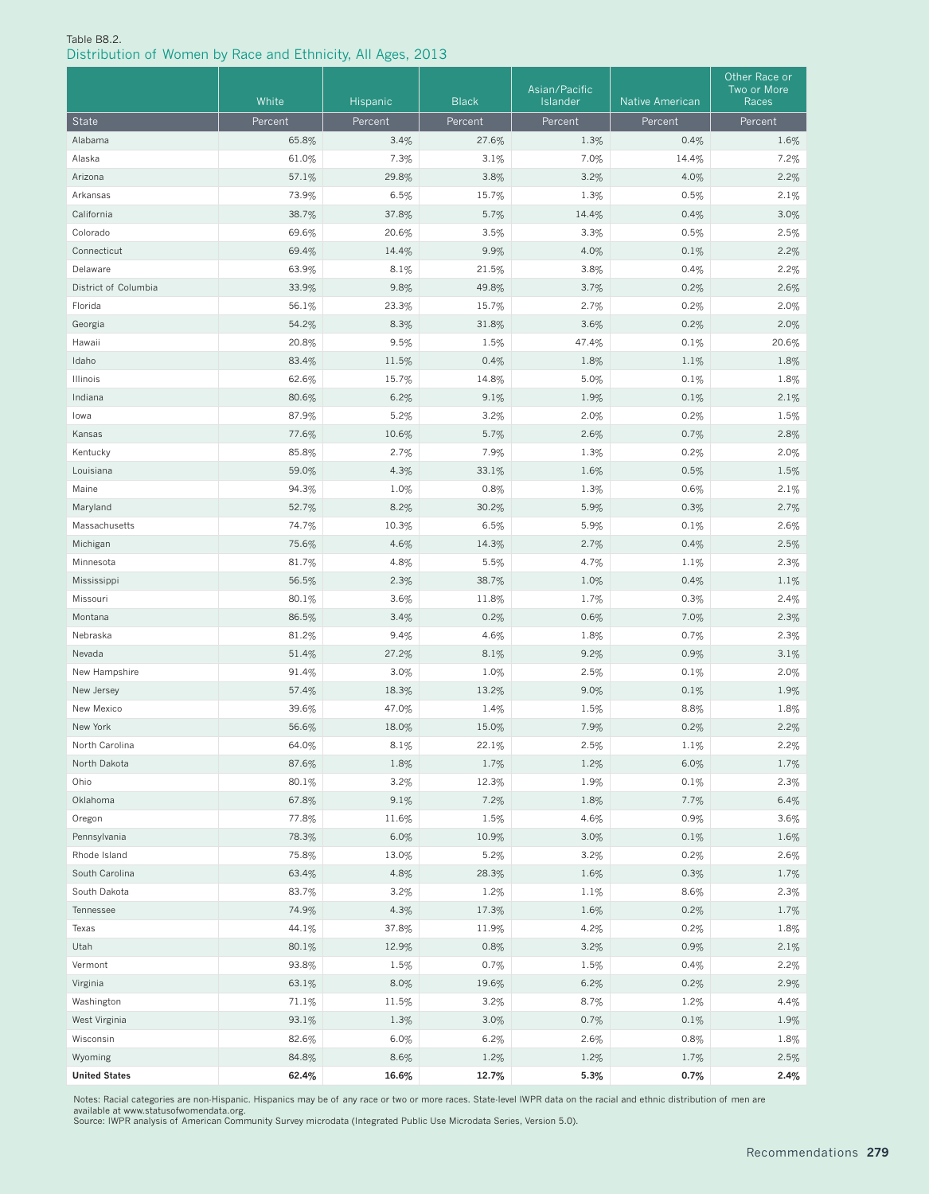Table B8.2.
Distribution of Women by Race and Ethnicity, All Ages, 2013

| | White | Hispanic | Black | Asian/Pacific Islander | Native American | Other Race or Two or More Races |
|---|---|---|---|---|---|---|
| State | Percent | Percent | Percent | Percent | Percent | Percent |
| Alabama | 65.8% | 3.4% | 27.6% | 1.3% | 0.4% | 1.6% |
| Alaska | 61.0% | 7.3% | 3.1% | 7.0% | 14.4% | 7.2% |
| Arizona | 57.1% | 29.8% | 3.8% | 3.2% | 4.0% | 2.2% |
| Arkansas | 73.9% | 6.5% | 15.7% | 1.3% | 0.5% | 2.1% |
| California | 38.7% | 37.8% | 5.7% | 14.4% | 0.4% | 3.0% |
| Colorado | 69.6% | 20.6% | 3.5% | 3.3% | 0.5% | 2.5% |
| Connecticut | 69.4% | 14.4% | 9.9% | 4.0% | 0.1% | 2.2% |
| Delaware | 63.9% | 8.1% | 21.5% | 3.8% | 0.4% | 2.2% |
| District of Columbia | 33.9% | 9.8% | 49.8% | 3.7% | 0.2% | 2.6% |
| Florida | 56.1% | 23.3% | 15.7% | 2.7% | 0.2% | 2.0% |
| Georgia | 54.2% | 8.3% | 31.8% | 3.6% | 0.2% | 2.0% |
| Hawaii | 20.8% | 9.5% | 1.5% | 47.4% | 0.1% | 20.6% |
| Idaho | 83.4% | 11.5% | 0.4% | 1.8% | 1.1% | 1.8% |
| Illinois | 62.6% | 15.7% | 14.8% | 5.0% | 0.1% | 1.8% |
| Indiana | 80.6% | 6.2% | 9.1% | 1.9% | 0.1% | 2.1% |
| Iowa | 87.9% | 5.2% | 3.2% | 2.0% | 0.2% | 1.5% |
| Kansas | 77.6% | 10.6% | 5.7% | 2.6% | 0.7% | 2.8% |
| Kentucky | 85.8% | 2.7% | 7.9% | 1.3% | 0.2% | 2.0% |
| Louisiana | 59.0% | 4.3% | 33.1% | 1.6% | 0.5% | 1.5% |
| Maine | 94.3% | 1.0% | 0.8% | 1.3% | 0.6% | 2.1% |
| Maryland | 52.7% | 8.2% | 30.2% | 5.9% | 0.3% | 2.7% |
| Massachusetts | 74.7% | 10.3% | 6.5% | 5.9% | 0.1% | 2.6% |
| Michigan | 75.6% | 4.6% | 14.3% | 2.7% | 0.4% | 2.5% |
| Minnesota | 81.7% | 4.8% | 5.5% | 4.7% | 1.1% | 2.3% |
| Mississippi | 56.5% | 2.3% | 38.7% | 1.0% | 0.4% | 1.1% |
| Missouri | 80.1% | 3.6% | 11.8% | 1.7% | 0.3% | 2.4% |
| Montana | 86.5% | 3.4% | 0.2% | 0.6% | 7.0% | 2.3% |
| Nebraska | 81.2% | 9.4% | 4.6% | 1.8% | 0.7% | 2.3% |
| Nevada | 51.4% | 27.2% | 8.1% | 9.2% | 0.9% | 3.1% |
| New Hampshire | 91.4% | 3.0% | 1.0% | 2.5% | 0.1% | 2.0% |
| New Jersey | 57.4% | 18.3% | 13.2% | 9.0% | 0.1% | 1.9% |
| New Mexico | 39.6% | 47.0% | 1.4% | 1.5% | 8.8% | 1.8% |
| New York | 56.6% | 18.0% | 15.0% | 7.9% | 0.2% | 2.2% |
| North Carolina | 64.0% | 8.1% | 22.1% | 2.5% | 1.1% | 2.2% |
| North Dakota | 87.6% | 1.8% | 1.7% | 1.2% | 6.0% | 1.7% |
| Ohio | 80.1% | 3.2% | 12.3% | 1.9% | 0.1% | 2.3% |
| Oklahoma | 67.8% | 9.1% | 7.2% | 1.8% | 7.7% | 6.4% |
| Oregon | 77.8% | 11.6% | 1.5% | 4.6% | 0.9% | 3.6% |
| Pennsylvania | 78.3% | 6.0% | 10.9% | 3.0% | 0.1% | 1.6% |
| Rhode Island | 75.8% | 13.0% | 5.2% | 3.2% | 0.2% | 2.6% |
| South Carolina | 63.4% | 4.8% | 28.3% | 1.6% | 0.3% | 1.7% |
| South Dakota | 83.7% | 3.2% | 1.2% | 1.1% | 8.6% | 2.3% |
| Tennessee | 74.9% | 4.3% | 17.3% | 1.6% | 0.2% | 1.7% |
| Texas | 44.1% | 37.8% | 11.9% | 4.2% | 0.2% | 1.8% |
| Utah | 80.1% | 12.9% | 0.8% | 3.2% | 0.9% | 2.1% |
| Vermont | 93.8% | 1.5% | 0.7% | 1.5% | 0.4% | 2.2% |
| Virginia | 63.1% | 8.0% | 19.6% | 6.2% | 0.2% | 2.9% |
| Washington | 71.1% | 11.5% | 3.2% | 8.7% | 1.2% | 4.4% |
| West Virginia | 93.1% | 1.3% | 3.0% | 0.7% | 0.1% | 1.9% |
| Wisconsin | 82.6% | 6.0% | 6.2% | 2.6% | 0.8% | 1.8% |
| Wyoming | 84.8% | 8.6% | 1.2% | 1.2% | 1.7% | 2.5% |
| **United States** | **62.4%** | **16.6%** | **12.7%** | **5.3%** | **0.7%** | **2.4%** |

Notes: Racial categories are non-Hispanic. Hispanics may be of any race or two or more races. State-level IWPR data on the racial and ethnic distribution of men are available at www.statusofwomendata.org.
Source: IWPR analysis of American Community Survey microdata (Integrated Public Use Microdata Series, Version 5.0).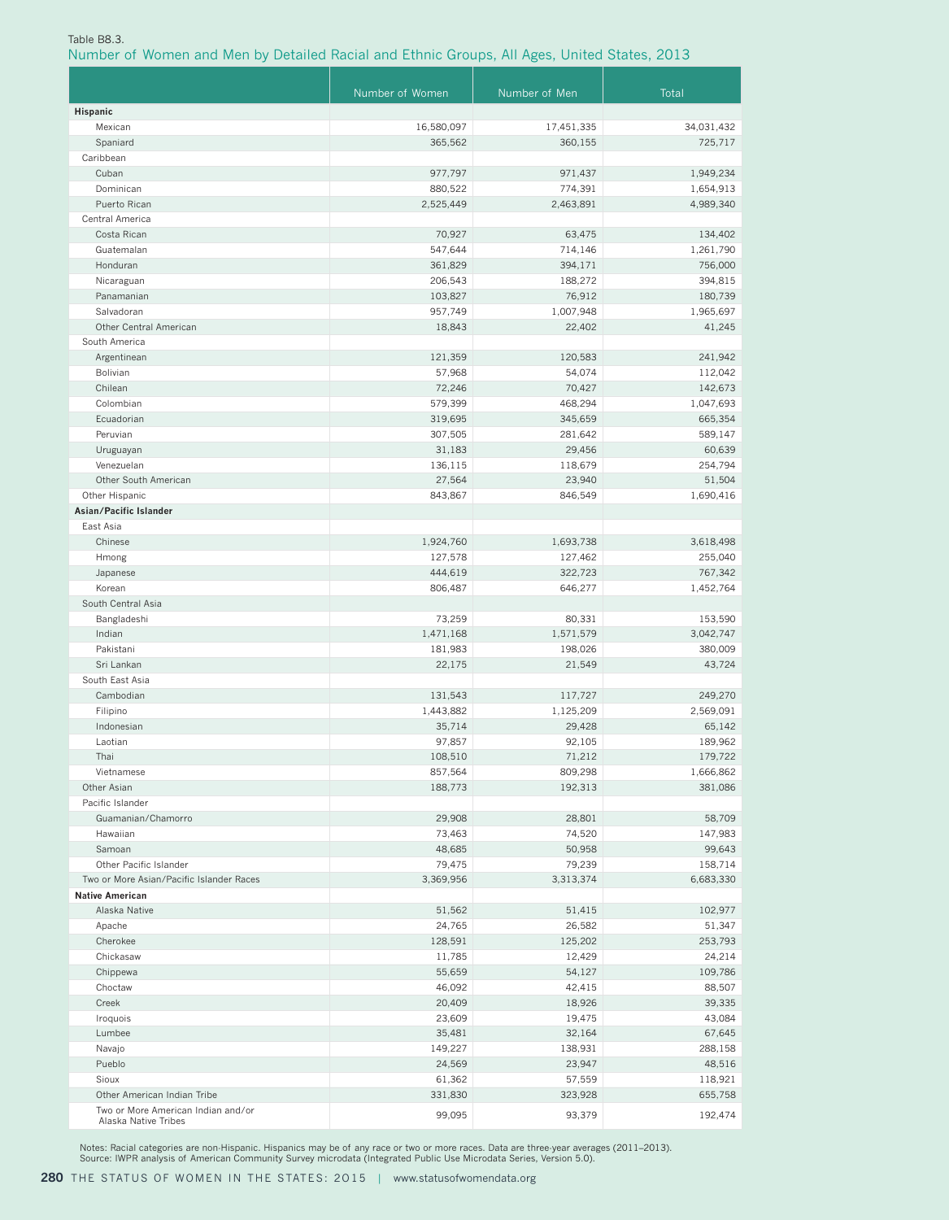Table B8.3.

## Number of Women and Men by Detailed Racial and Ethnic Groups, All Ages, United States, 2013

| | Number of Women | Number of Men | Total |
|---|---|---|---|
| **Hispanic** | | | |
| Mexican | 16,580,097 | 17,451,335 | 34,031,432 |
| Spaniard | 365,562 | 360,155 | 725,717 |
| Caribbean | | | |
| Cuban | 977,797 | 971,437 | 1,949,234 |
| Dominican | 880,522 | 774,391 | 1,654,913 |
| Puerto Rican | 2,525,449 | 2,463,891 | 4,989,340 |
| Central America | | | |
| Costa Rican | 70,927 | 63,475 | 134,402 |
| Guatemalan | 547,644 | 714,146 | 1,261,790 |
| Honduran | 361,829 | 394,171 | 756,000 |
| Nicaraguan | 206,543 | 188,272 | 394,815 |
| Panamanian | 103,827 | 76,912 | 180,739 |
| Salvadoran | 957,749 | 1,007,948 | 1,965,697 |
| Other Central American | 18,843 | 22,402 | 41,245 |
| South America | | | |
| Argentinean | 121,359 | 120,583 | 241,942 |
| Bolivian | 57,968 | 54,074 | 112,042 |
| Chilean | 72,246 | 70,427 | 142,673 |
| Colombian | 579,399 | 468,294 | 1,047,693 |
| Ecuadorian | 319,695 | 345,659 | 665,354 |
| Peruvian | 307,505 | 281,642 | 589,147 |
| Uruguayan | 31,183 | 29,456 | 60,639 |
| Venezuelan | 136,115 | 118,679 | 254,794 |
| Other South American | 27,564 | 23,940 | 51,504 |
| Other Hispanic | 843,867 | 846,549 | 1,690,416 |
| **Asian/Pacific Islander** | | | |
| East Asia | | | |
| Chinese | 1,924,760 | 1,693,738 | 3,618,498 |
| Hmong | 127,578 | 127,462 | 255,040 |
| Japanese | 444,619 | 322,723 | 767,342 |
| Korean | 806,487 | 646,277 | 1,452,764 |
| South Central Asia | | | |
| Bangladeshi | 73,259 | 80,331 | 153,590 |
| Indian | 1,471,168 | 1,571,579 | 3,042,747 |
| Pakistani | 181,983 | 198,026 | 380,009 |
| Sri Lankan | 22,175 | 21,549 | 43,724 |
| South East Asia | | | |
| Cambodian | 131,543 | 117,727 | 249,270 |
| Filipino | 1,443,882 | 1,125,209 | 2,569,091 |
| Indonesian | 35,714 | 29,428 | 65,142 |
| Laotian | 97,857 | 92,105 | 189,962 |
| Thai | 108,510 | 71,212 | 179,722 |
| Vietnamese | 857,564 | 809,298 | 1,666,862 |
| Other Asian | 188,773 | 192,313 | 381,086 |
| Pacific Islander | | | |
| Guamanian/Chamorro | 29,908 | 28,801 | 58,709 |
| Hawaiian | 73,463 | 74,520 | 147,983 |
| Samoan | 48,685 | 50,958 | 99,643 |
| Other Pacific Islander | 79,475 | 79,239 | 158,714 |
| Two or More Asian/Pacific Islander Races | 3,369,956 | 3,313,374 | 6,683,330 |
| **Native American** | | | |
| Alaska Native | 51,562 | 51,415 | 102,977 |
| Apache | 24,765 | 26,582 | 51,347 |
| Cherokee | 128,591 | 125,202 | 253,793 |
| Chickasaw | 11,785 | 12,429 | 24,214 |
| Chippewa | 55,659 | 54,127 | 109,786 |
| Choctaw | 46,092 | 42,415 | 88,507 |
| Creek | 20,409 | 18,926 | 39,335 |
| Iroquois | 23,609 | 19,475 | 43,084 |
| Lumbee | 35,481 | 32,164 | 67,645 |
| Navajo | 149,227 | 138,931 | 288,158 |
| Pueblo | 24,569 | 23,947 | 48,516 |
| Sioux | 61,362 | 57,559 | 118,921 |
| Other American Indian Tribe | 331,830 | 323,928 | 655,758 |
| Two or More American Indian and/or Alaska Native Tribes | 99,095 | 93,379 | 192,474 |

Notes: Racial categories are non-Hispanic. Hispanics may be of any race or two or more races. Data are three-year averages (2011–2013).
Source: IWPR analysis of American Community Survey microdata (Integrated Public Use Microdata Series, Version 5.0).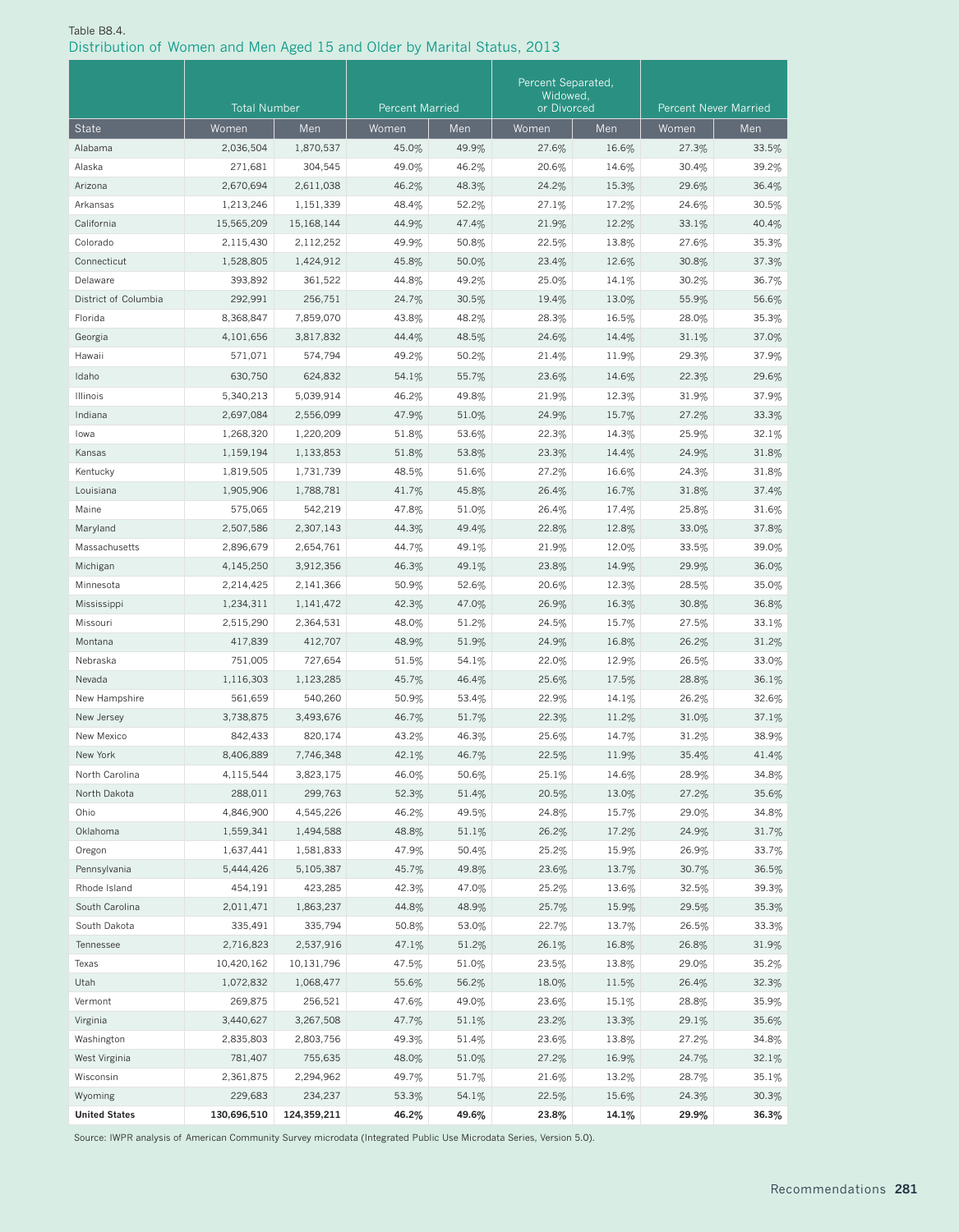Table B8.4.

## Distribution of Women and Men Aged 15 and Older by Marital Status, 2013

| | Total Number | | Percent Married | | Percent Separated, Widowed, or Divorced | | Percent Never Married | |
|---|---|---|---|---|---|---|---|---|
| State | Women | Men | Women | Men | Women | Men | Women | Men |
| Alabama | 2,036,504 | 1,870,537 | 45.0% | 49.9% | 27.6% | 16.6% | 27.3% | 33.5% |
| Alaska | 271,681 | 304,545 | 49.0% | 46.2% | 20.6% | 14.6% | 30.4% | 39.2% |
| Arizona | 2,670,694 | 2,611,038 | 46.2% | 48.3% | 24.2% | 15.3% | 29.6% | 36.4% |
| Arkansas | 1,213,246 | 1,151,339 | 48.4% | 52.2% | 27.1% | 17.2% | 24.6% | 30.5% |
| California | 15,565,209 | 15,168,144 | 44.9% | 47.4% | 21.9% | 12.2% | 33.1% | 40.4% |
| Colorado | 2,115,430 | 2,112,252 | 49.9% | 50.8% | 22.5% | 13.8% | 27.6% | 35.3% |
| Connecticut | 1,528,805 | 1,424,912 | 45.8% | 50.0% | 23.4% | 12.6% | 30.8% | 37.3% |
| Delaware | 393,892 | 361,522 | 44.8% | 49.2% | 25.0% | 14.1% | 30.2% | 36.7% |
| District of Columbia | 292,991 | 256,751 | 24.7% | 30.5% | 19.4% | 13.0% | 55.9% | 56.6% |
| Florida | 8,368,847 | 7,859,070 | 43.8% | 48.2% | 28.3% | 16.5% | 28.0% | 35.3% |
| Georgia | 4,101,656 | 3,817,832 | 44.4% | 48.5% | 24.6% | 14.4% | 31.1% | 37.0% |
| Hawaii | 571,071 | 574,794 | 49.2% | 50.2% | 21.4% | 11.9% | 29.3% | 37.9% |
| Idaho | 630,750 | 624,832 | 54.1% | 55.7% | 23.6% | 14.6% | 22.3% | 29.6% |
| Illinois | 5,340,213 | 5,039,914 | 46.2% | 49.8% | 21.9% | 12.3% | 31.9% | 37.9% |
| Indiana | 2,697,084 | 2,556,099 | 47.9% | 51.0% | 24.9% | 15.7% | 27.2% | 33.3% |
| Iowa | 1,268,320 | 1,220,209 | 51.8% | 53.6% | 22.3% | 14.3% | 25.9% | 32.1% |
| Kansas | 1,159,194 | 1,133,853 | 51.8% | 53.8% | 23.3% | 14.4% | 24.9% | 31.8% |
| Kentucky | 1,819,505 | 1,731,739 | 48.5% | 51.6% | 27.2% | 16.6% | 24.3% | 31.8% |
| Louisiana | 1,905,906 | 1,788,781 | 41.7% | 45.8% | 26.4% | 16.7% | 31.8% | 37.4% |
| Maine | 575,065 | 542,219 | 47.8% | 51.0% | 26.4% | 17.4% | 25.8% | 31.6% |
| Maryland | 2,507,586 | 2,307,143 | 44.3% | 49.4% | 22.8% | 12.8% | 33.0% | 37.8% |
| Massachusetts | 2,896,679 | 2,654,761 | 44.7% | 49.1% | 21.9% | 12.0% | 33.5% | 39.0% |
| Michigan | 4,145,250 | 3,912,356 | 46.3% | 49.1% | 23.8% | 14.9% | 29.9% | 36.0% |
| Minnesota | 2,214,425 | 2,141,366 | 50.9% | 52.6% | 20.6% | 12.3% | 28.5% | 35.0% |
| Mississippi | 1,234,311 | 1,141,472 | 42.3% | 47.0% | 26.9% | 16.3% | 30.8% | 36.8% |
| Missouri | 2,515,290 | 2,364,531 | 48.0% | 51.2% | 24.5% | 15.7% | 27.5% | 33.1% |
| Montana | 417,839 | 412,707 | 48.9% | 51.9% | 24.9% | 16.8% | 26.2% | 31.2% |
| Nebraska | 751,005 | 727,654 | 51.5% | 54.1% | 22.0% | 12.9% | 26.5% | 33.0% |
| Nevada | 1,116,303 | 1,123,285 | 45.7% | 46.4% | 25.6% | 17.5% | 28.8% | 36.1% |
| New Hampshire | 561,659 | 540,260 | 50.9% | 53.4% | 22.9% | 14.1% | 26.2% | 32.6% |
| New Jersey | 3,738,875 | 3,493,676 | 46.7% | 51.7% | 22.3% | 11.2% | 31.0% | 37.1% |
| New Mexico | 842,433 | 820,174 | 43.2% | 46.3% | 25.6% | 14.7% | 31.2% | 38.9% |
| New York | 8,406,889 | 7,746,348 | 42.1% | 46.7% | 22.5% | 11.9% | 35.4% | 41.4% |
| North Carolina | 4,115,544 | 3,823,175 | 46.0% | 50.6% | 25.1% | 14.6% | 28.9% | 34.8% |
| North Dakota | 288,011 | 299,763 | 52.3% | 51.4% | 20.5% | 13.0% | 27.2% | 35.6% |
| Ohio | 4,846,900 | 4,545,226 | 46.2% | 49.5% | 24.8% | 15.7% | 29.0% | 34.8% |
| Oklahoma | 1,559,341 | 1,494,588 | 48.8% | 51.1% | 26.2% | 17.2% | 24.9% | 31.7% |
| Oregon | 1,637,441 | 1,581,833 | 47.9% | 50.4% | 25.2% | 15.9% | 26.9% | 33.7% |
| Pennsylvania | 5,444,426 | 5,105,387 | 45.7% | 49.8% | 23.6% | 13.7% | 30.7% | 36.5% |
| Rhode Island | 454,191 | 423,285 | 42.3% | 47.0% | 25.2% | 13.6% | 32.5% | 39.3% |
| South Carolina | 2,011,471 | 1,863,237 | 44.8% | 48.9% | 25.7% | 15.9% | 29.5% | 35.3% |
| South Dakota | 335,491 | 335,794 | 50.8% | 53.0% | 22.7% | 13.7% | 26.5% | 33.3% |
| Tennessee | 2,716,823 | 2,537,916 | 47.1% | 51.2% | 26.1% | 16.8% | 26.8% | 31.9% |
| Texas | 10,420,162 | 10,131,796 | 47.5% | 51.0% | 23.5% | 13.8% | 29.0% | 35.2% |
| Utah | 1,072,832 | 1,068,477 | 55.6% | 56.2% | 18.0% | 11.5% | 26.4% | 32.3% |
| Vermont | 269,875 | 256,521 | 47.6% | 49.0% | 23.6% | 15.1% | 28.8% | 35.9% |
| Virginia | 3,440,627 | 3,267,508 | 47.7% | 51.1% | 23.2% | 13.3% | 29.1% | 35.6% |
| Washington | 2,835,803 | 2,803,756 | 49.3% | 51.4% | 23.6% | 13.8% | 27.2% | 34.8% |
| West Virginia | 781,407 | 755,635 | 48.0% | 51.0% | 27.2% | 16.9% | 24.7% | 32.1% |
| Wisconsin | 2,361,875 | 2,294,962 | 49.7% | 51.7% | 21.6% | 13.2% | 28.7% | 35.1% |
| Wyoming | 229,683 | 234,237 | 53.3% | 54.1% | 22.5% | 15.6% | 24.3% | 30.3% |
| **United States** | **130,696,510** | **124,359,211** | **46.2%** | **49.6%** | **23.8%** | **14.1%** | **29.9%** | **36.3%** |

Source: IWPR analysis of American Community Survey microdata (Integrated Public Use Microdata Series, Version 5.0).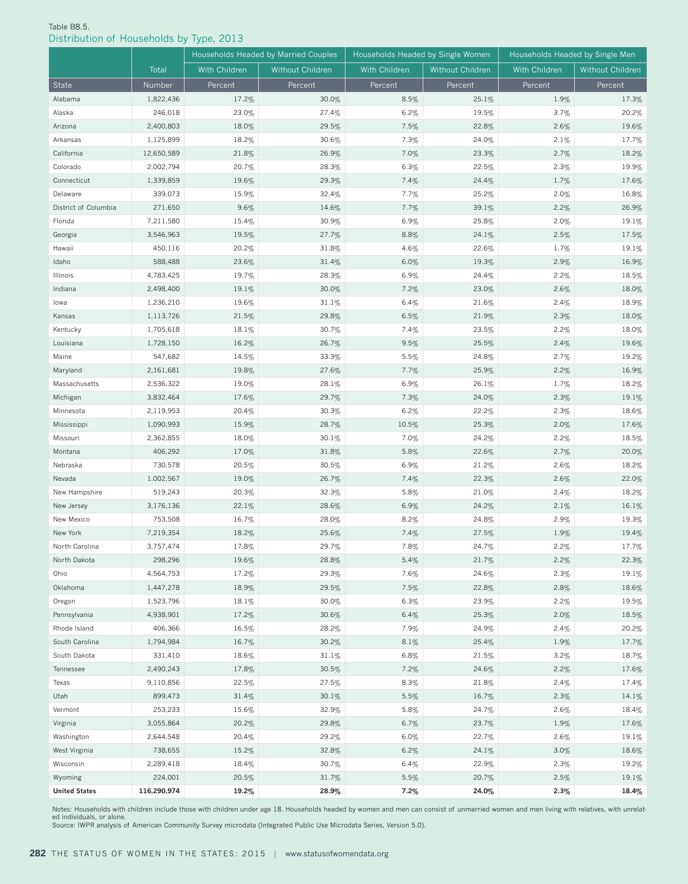Table B8.5.

## Distribution of Households by Type, 2013

| | Total | Households Headed by Married Couples | | Households Headed by Single Women | | Households Headed by Single Men | |
|---|---|---|---|---|---|---|---|
| | | With Children | Without Children | With Children | Without Children | With Children | Without Children |
| State | Number | Percent | Percent | Percent | Percent | Percent | Percent |
| Alabama | 1,822,436 | 17.2% | 30.0% | 8.5% | 25.1% | 1.9% | 17.3% |
| Alaska | 246,018 | 23.0% | 27.4% | 6.2% | 19.5% | 3.7% | 20.2% |
| Arizona | 2,400,803 | 18.0% | 29.5% | 7.5% | 22.8% | 2.6% | 19.6% |
| Arkansas | 1,125,899 | 18.2% | 30.6% | 7.3% | 24.0% | 2.1% | 17.7% |
| California | 12,650,589 | 21.8% | 26.9% | 7.0% | 23.3% | 2.7% | 18.2% |
| Colorado | 2,002,794 | 20.7% | 28.3% | 6.3% | 22.5% | 2.3% | 19.9% |
| Connecticut | 1,339,859 | 19.6% | 29.3% | 7.4% | 24.4% | 1.7% | 17.6% |
| Delaware | 339,073 | 15.9% | 32.4% | 7.7% | 25.2% | 2.0% | 16.8% |
| District of Columbia | 271,650 | 9.6% | 14.6% | 7.7% | 39.1% | 2.2% | 26.9% |
| Florida | 7,211,580 | 15.4% | 30.9% | 6.9% | 25.8% | 2.0% | 19.1% |
| Georgia | 3,546,963 | 19.5% | 27.7% | 8.8% | 24.1% | 2.5% | 17.5% |
| Hawaii | 450,116 | 20.2% | 31.8% | 4.6% | 22.6% | 1.7% | 19.1% |
| Idaho | 588,488 | 23.6% | 31.4% | 6.0% | 19.3% | 2.9% | 16.9% |
| Illinois | 4,783,425 | 19.7% | 28.3% | 6.9% | 24.4% | 2.2% | 18.5% |
| Indiana | 2,498,400 | 19.1% | 30.0% | 7.2% | 23.0% | 2.6% | 18.0% |
| Iowa | 1,236,210 | 19.6% | 31.1% | 6.4% | 21.6% | 2.4% | 18.9% |
| Kansas | 1,113,726 | 21.5% | 29.8% | 6.5% | 21.9% | 2.3% | 18.0% |
| Kentucky | 1,705,618 | 18.1% | 30.7% | 7.4% | 23.5% | 2.2% | 18.0% |
| Louisiana | 1,728,150 | 16.2% | 26.7% | 9.5% | 25.5% | 2.4% | 19.6% |
| Maine | 547,682 | 14.5% | 33.3% | 5.5% | 24.8% | 2.7% | 19.2% |
| Maryland | 2,161,681 | 19.8% | 27.6% | 7.7% | 25.9% | 2.2% | 16.9% |
| Massachusetts | 2,536,322 | 19.0% | 28.1% | 6.9% | 26.1% | 1.7% | 18.2% |
| Michigan | 3,832,464 | 17.6% | 29.7% | 7.3% | 24.0% | 2.3% | 19.1% |
| Minnesota | 2,119,953 | 20.4% | 30.3% | 6.2% | 22.2% | 2.3% | 18.6% |
| Mississippi | 1,090,993 | 15.9% | 28.7% | 10.5% | 25.3% | 2.0% | 17.6% |
| Missouri | 2,362,855 | 18.0% | 30.1% | 7.0% | 24.2% | 2.2% | 18.5% |
| Montana | 406,292 | 17.0% | 31.8% | 5.8% | 22.6% | 2.7% | 20.0% |
| Nebraska | 730,578 | 20.5% | 30.5% | 6.9% | 21.2% | 2.6% | 18.2% |
| Nevada | 1,002,567 | 19.0% | 26.7% | 7.4% | 22.3% | 2.6% | 22.0% |
| New Hampshire | 519,243 | 20.3% | 32.3% | 5.8% | 21.0% | 2.4% | 18.2% |
| New Jersey | 3,176,136 | 22.1% | 28.6% | 6.9% | 24.2% | 2.1% | 16.1% |
| New Mexico | 753,508 | 16.7% | 28.0% | 8.2% | 24.8% | 2.9% | 19.3% |
| New York | 7,219,354 | 18.2% | 25.6% | 7.4% | 27.5% | 1.9% | 19.4% |
| North Carolina | 3,757,474 | 17.8% | 29.7% | 7.8% | 24.7% | 2.2% | 17.7% |
| North Dakota | 298,296 | 19.6% | 28.8% | 5.4% | 21.7% | 2.2% | 22.3% |
| Ohio | 4,564,753 | 17.2% | 29.3% | 7.6% | 24.6% | 2.3% | 19.1% |
| Oklahoma | 1,447,278 | 18.9% | 29.5% | 7.5% | 22.8% | 2.8% | 18.6% |
| Oregon | 1,523,796 | 18.1% | 30.0% | 6.3% | 23.9% | 2.2% | 19.5% |
| Pennsylvania | 4,938,901 | 17.2% | 30.6% | 6.4% | 25.3% | 2.0% | 18.5% |
| Rhode Island | 406,366 | 16.5% | 28.2% | 7.9% | 24.9% | 2.4% | 20.2% |
| South Carolina | 1,794,984 | 16.7% | 30.2% | 8.1% | 25.4% | 1.9% | 17.7% |
| South Dakota | 331,410 | 18.6% | 31.1% | 6.8% | 21.5% | 3.2% | 18.7% |
| Tennessee | 2,490,243 | 17.8% | 30.5% | 7.2% | 24.6% | 2.2% | 17.6% |
| Texas | 9,110,856 | 22.5% | 27.5% | 8.3% | 21.8% | 2.4% | 17.4% |
| Utah | 899,473 | 31.4% | 30.1% | 5.5% | 16.7% | 2.3% | 14.1% |
| Vermont | 253,233 | 15.6% | 32.9% | 5.8% | 24.7% | 2.6% | 18.4% |
| Virginia | 3,055,864 | 20.2% | 29.8% | 6.7% | 23.7% | 1.9% | 17.6% |
| Washington | 2,644,548 | 20.4% | 29.2% | 6.0% | 22.7% | 2.6% | 19.1% |
| West Virginia | 738,655 | 15.2% | 32.8% | 6.2% | 24.1% | 3.0% | 18.6% |
| Wisconsin | 2,289,418 | 18.4% | 30.7% | 6.4% | 22.9% | 2.3% | 19.2% |
| Wyoming | 224,001 | 20.5% | 31.7% | 5.5% | 20.7% | 2.5% | 19.1% |
| **United States** | **116,290,974** | **19.2%** | **28.9%** | **7.2%** | **24.0%** | **2.3%** | **18.4%** |

Notes: Households with children include those with children under age 18. Households headed by women and men can consist of unmarried women and men living with relatives, with unrelated individuals, or alone.
Source: IWPR analysis of American Community Survey microdata (Integrated Public Use Microdata Series, Version 5.0).